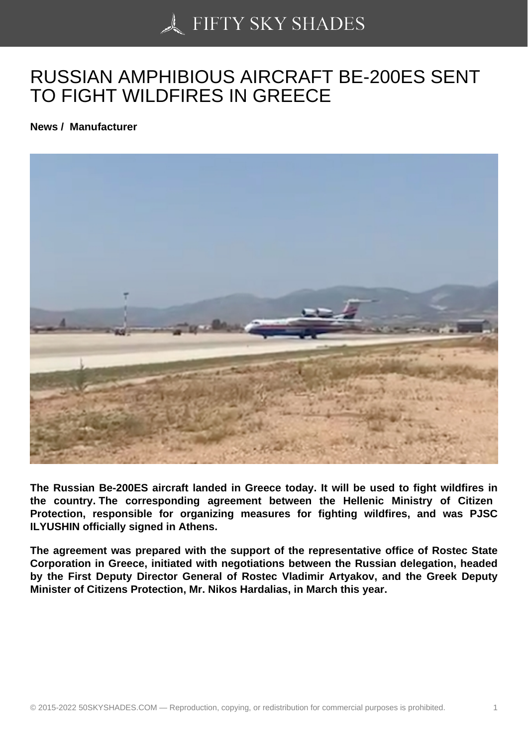# RUSSIAN AMPHIBIOUS AIRCRAFT BE-200ES SENT TO FIGHT WILDFIRES IN GREECE

**News / Manufacturer**

**The Russian Be-200ES aircraft landed in Greece today. It will be used to fight wildfires in the country. The corresponding agreement between the Hellenic Ministry of Citizen Protection, responsible for organizing measures for fighting wildfires, and was PJSC ILYUSHIN officially signed in Athens.**

**The agreement was prepared with the support of the representative office of Rostec State Corporation in Greece, initiated with negotiations between the Russian delegation, headed by the First Deputy Director General of Rostec Vladimir Artyakov, and the Greek Deputy Minister of Citizens Protection, Mr. Nikos Hardalias, in March this year.**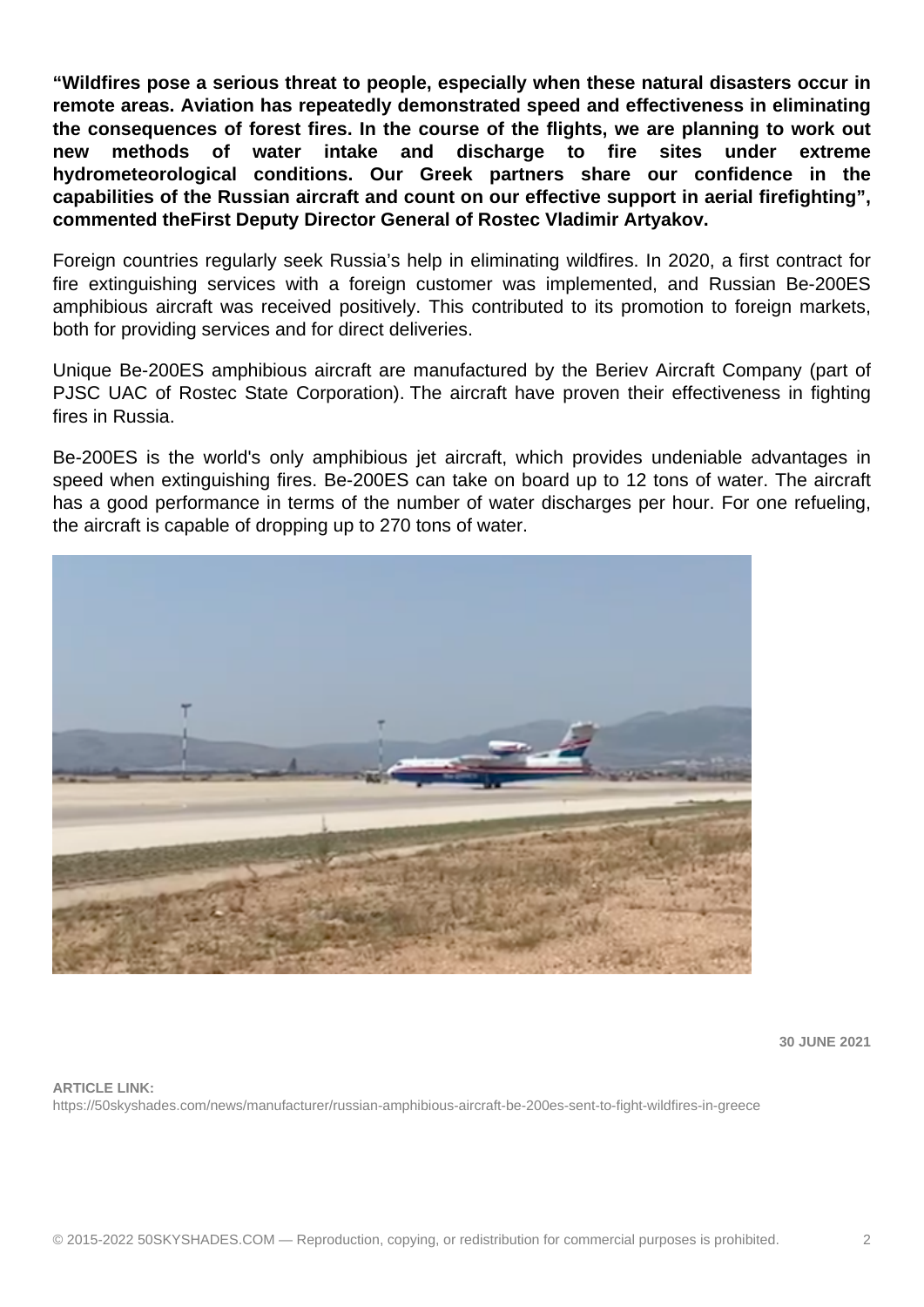**“Wildfires pose a serious threat to people, especially when these natural disasters occur in remote areas. Aviation has repeatedly demonstrated speed and effectiveness in eliminating the consequences of forest fires. In the course of the flights, we are planning to work out new methods of water intake and discharge to fire sites under extreme hydrometeorological conditions. Our Greek partners share our confidence in the capabilities of the Russian aircraft and count on our effective support in aerial firefighting”, commented theFirst Deputy Director General of Rostec Vladimir Artyakov.**

Foreign countries regularly seek Russia’s help in eliminating wildfires. In 2020, a first contract for fire extinguishing services with a foreign customer was implemented, and Russian Be-200ES amphibious aircraft was received positively. This contributed to its promotion to foreign markets, both for providing services and for direct deliveries.

Unique Be-200ES amphibious aircraft are manufactured by the Beriev Aircraft Company (part of PJSC UAC of Rostec State Corporation). The aircraft have proven their effectiveness in fighting fires in Russia.

Be-200ES is the world's only amphibious jet aircraft, which provides undeniable advantages in speed when extinguishing fires. Be-200ES can take on board up to 12 tons of water. The aircraft has a good performance in terms of the number of water discharges per hour. For one refueling, the aircraft is capable of dropping up to 270 tons of water.

**30 JUNE 2021**

**ARTICLE LINK:**
https://50skyshades.com/news/manufacturer/russian-amphibious-aircraft-be-200es-sent-to-fight-wildfires-in-greece

© 2015-2022 50SKYSHADES.COM — Reproduction, copying, or redistribution for commercial purposes is prohibited.